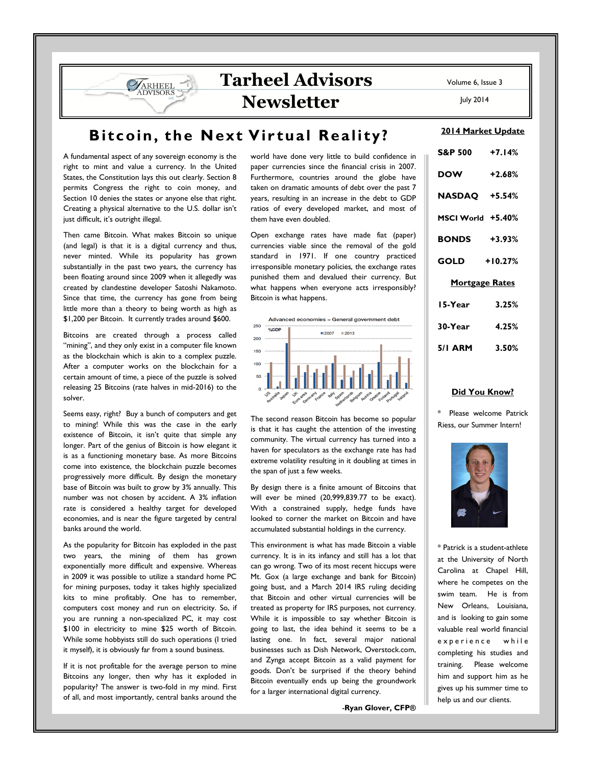# Tarheel Advisors Newsletter

Volume 6, Issue 3

July 2014

## Bitcoin, the Next Virtual Reality?

A fundamental aspect of any sovereign economy is the right to mint and value a currency. In the United States, the Constitution lays this out clearly. Section 8 permits Congress the right to coin money, and Section 10 denies the states or anyone else that right. Creating a physical alternative to the U.S. dollar isn't just difficult, it's outright illegal.

Then came Bitcoin. What makes Bitcoin so unique (and legal) is that it is a digital currency and thus, never minted. While its popularity has grown substantially in the past two years, the currency has been floating around since 2009 when it allegedly was created by clandestine developer Satoshi Nakamoto. Since that time, the currency has gone from being little more than a theory to being worth as high as $1,200 per Bitcoin. It currently trades around $600.

Bitcoins are created through a process called "mining", and they only exist in a computer file known as the blockchain which is akin to a complex puzzle. After a computer works on the blockchain for a certain amount of time, a piece of the puzzle is solved releasing 25 Bitcoins (rate halves in mid-2016) to the solver.

Seems easy, right? Buy a bunch of computers and get to mining! While this was the case in the early existence of Bitcoin, it isn't quite that simple any longer. Part of the genius of Bitcoin is how elegant it is as a functioning monetary base. As more Bitcoins come into existence, the blockchain puzzle becomes progressively more difficult. By design the monetary base of Bitcoin was built to grow by 3% annually. This number was not chosen by accident. A 3% inflation rate is considered a healthy target for developed economies, and is near the figure targeted by central banks around the world.

As the popularity for Bitcoin has exploded in the past two years, the mining of them has grown exponentially more difficult and expensive. Whereas in 2009 it was possible to utilize a standard home PC for mining purposes, today it takes highly specialized kits to mine profitably. One has to remember, computers cost money and run on electricity. So, if you are running a non-specialized PC, it may cost $100 in electricity to mine $25 worth of Bitcoin. While some hobbyists still do such operations (I tried it myself), it is obviously far from a sound business.

If it is not profitable for the average person to mine Bitcoins any longer, then why has it exploded in popularity? The answer is two-fold in my mind. First of all, and most importantly, central banks around the world have done very little to build confidence in paper currencies since the financial crisis in 2007. Furthermore, countries around the globe have taken on dramatic amounts of debt over the past 7 years, resulting in an increase in the debt to GDP ratios of every developed market, and most of them have even doubled.

Open exchange rates have made fiat (paper) currencies viable since the removal of the gold standard in 1971. If one country practiced irresponsible monetary policies, the exchange rates punished them and devalued their currency. But what happens when everyone acts irresponsibly? Bitcoin is what happens.

Advanced economies – General government debt

%GDP ■2007 ■2013

(Chart: US, Australia, Japan, UK, Euro area, Germany, France, Italy, Spain, Netherlands, Belgium, Austria, Greece, Finland, Portugal, Ireland)

The second reason Bitcoin has become so popular is that it has caught the attention of the investing community. The virtual currency has turned into a haven for speculators as the exchange rate has had extreme volatility resulting in it doubling at times in the span of just a few weeks.

By design there is a finite amount of Bitcoins that will ever be mined (20,999,839.77 to be exact). With a constrained supply, hedge funds have looked to corner the market on Bitcoin and have accumulated substantial holdings in the currency.

This environment is what has made Bitcoin a viable currency. It is in its infancy and still has a lot that can go wrong. Two of its most recent hiccups were Mt. Gox (a large exchange and bank for Bitcoin) going bust, and a March 2014 IRS ruling deciding that Bitcoin and other virtual currencies will be treated as property for IRS purposes, not currency. While it is impossible to say whether Bitcoin is going to last, the idea behind it seems to be a lasting one. In fact, several major national businesses such as Dish Network, Overstock.com, and Zynga accept Bitcoin as a valid payment for goods. Don't be surprised if the theory behind Bitcoin eventually ends up being the groundwork for a larger international digital currency.

-**Ryan Glover, CFP®**

### 2014 Market Update

| | |
|---|---|
| S&P 500 | +7.14% |
| DOW | +2.68% |
| NASDAQ | +5.54% |
| MSCI World | +5.40% |
| BONDS | +3.93% |
| GOLD | +10.27% |

### Mortgage Rates

| | |
|---|---|
| 15-Year | 3.25% |
| 30-Year | 4.25% |
| 5/1 ARM | 3.50% |

### Did You Know?

\* Please welcome Patrick Riess, our Summer Intern!

\* Patrick is a student-athlete at the University of North Carolina at Chapel Hill, where he competes on the swim team. He is from New Orleans, Louisiana, and is looking to gain some valuable real world financial experience while completing his studies and training. Please welcome him and support him as he gives up his summer time to help us and our clients.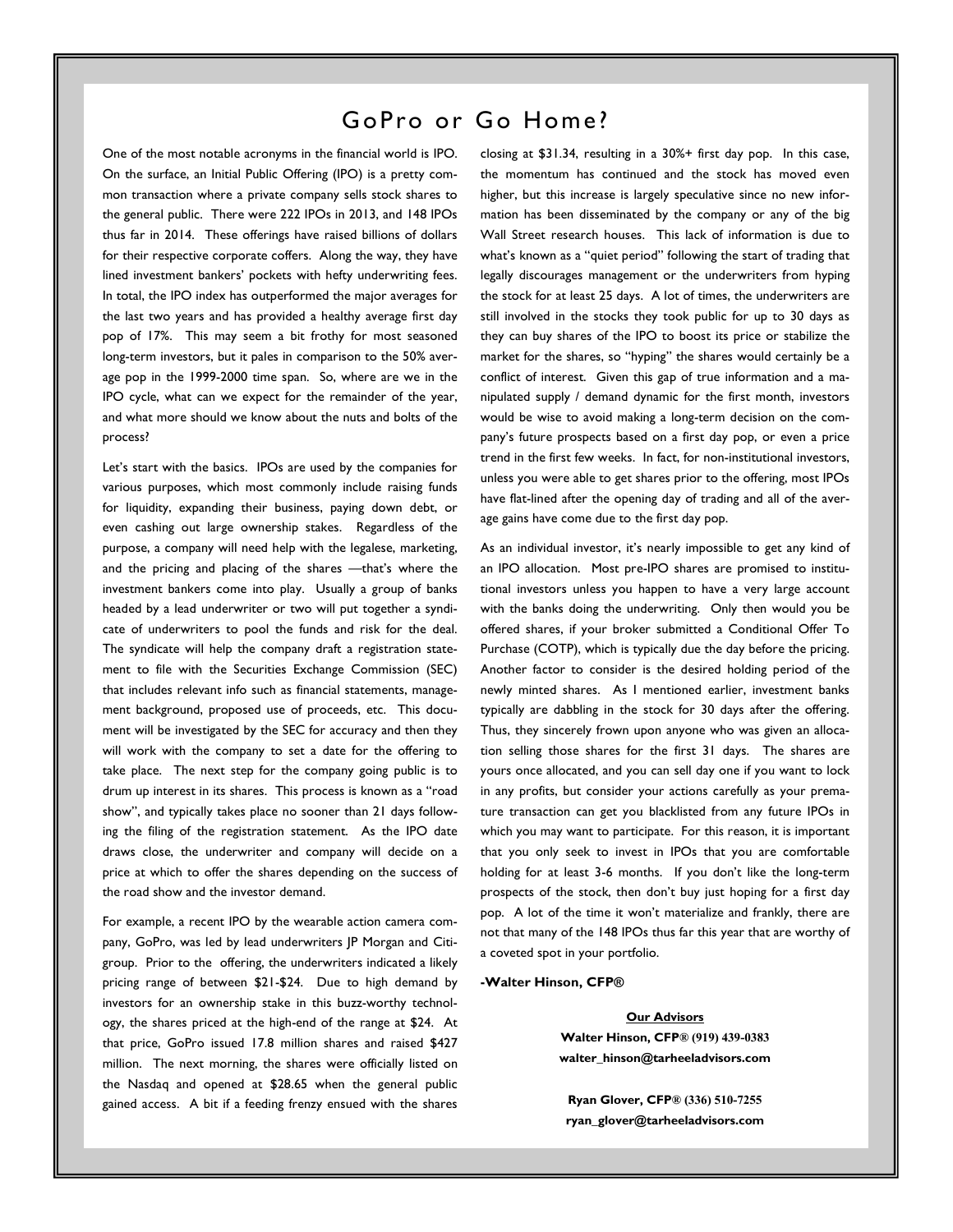# GoPro or Go Home?

One of the most notable acronyms in the financial world is IPO. On the surface, an Initial Public Offering (IPO) is a pretty common transaction where a private company sells stock shares to the general public. There were 222 IPOs in 2013, and 148 IPOs thus far in 2014. These offerings have raised billions of dollars for their respective corporate coffers. Along the way, they have lined investment bankers' pockets with hefty underwriting fees. In total, the IPO index has outperformed the major averages for the last two years and has provided a healthy average first day pop of 17%. This may seem a bit frothy for most seasoned long-term investors, but it pales in comparison to the 50% average pop in the 1999-2000 time span. So, where are we in the IPO cycle, what can we expect for the remainder of the year, and what more should we know about the nuts and bolts of the process?

Let's start with the basics. IPOs are used by the companies for various purposes, which most commonly include raising funds for liquidity, expanding their business, paying down debt, or even cashing out large ownership stakes. Regardless of the purpose, a company will need help with the legalese, marketing, and the pricing and placing of the shares —that's where the investment bankers come into play. Usually a group of banks headed by a lead underwriter or two will put together a syndicate of underwriters to pool the funds and risk for the deal. The syndicate will help the company draft a registration statement to file with the Securities Exchange Commission (SEC) that includes relevant info such as financial statements, management background, proposed use of proceeds, etc. This document will be investigated by the SEC for accuracy and then they will work with the company to set a date for the offering to take place. The next step for the company going public is to drum up interest in its shares. This process is known as a "road show", and typically takes place no sooner than 21 days following the filing of the registration statement. As the IPO date draws close, the underwriter and company will decide on a price at which to offer the shares depending on the success of the road show and the investor demand.

For example, a recent IPO by the wearable action camera company, GoPro, was led by lead underwriters JP Morgan and Citigroup. Prior to the offering, the underwriters indicated a likely pricing range of between $21-$24. Due to high demand by investors for an ownership stake in this buzz-worthy technology, the shares priced at the high-end of the range at $24. At that price, GoPro issued 17.8 million shares and raised $427 million. The next morning, the shares were officially listed on the Nasdaq and opened at $28.65 when the general public gained access. A bit if a feeding frenzy ensued with the shares closing at $31.34, resulting in a 30%+ first day pop. In this case, the momentum has continued and the stock has moved even higher, but this increase is largely speculative since no new information has been disseminated by the company or any of the big Wall Street research houses. This lack of information is due to what's known as a "quiet period" following the start of trading that legally discourages management or the underwriters from hyping the stock for at least 25 days. A lot of times, the underwriters are still involved in the stocks they took public for up to 30 days as they can buy shares of the IPO to boost its price or stabilize the market for the shares, so "hyping" the shares would certainly be a conflict of interest. Given this gap of true information and a manipulated supply / demand dynamic for the first month, investors would be wise to avoid making a long-term decision on the company's future prospects based on a first day pop, or even a price trend in the first few weeks. In fact, for non-institutional investors, unless you were able to get shares prior to the offering, most IPOs have flat-lined after the opening day of trading and all of the average gains have come due to the first day pop.

As an individual investor, it's nearly impossible to get any kind of an IPO allocation. Most pre-IPO shares are promised to institutional investors unless you happen to have a very large account with the banks doing the underwriting. Only then would you be offered shares, if your broker submitted a Conditional Offer To Purchase (COTP), which is typically due the day before the pricing. Another factor to consider is the desired holding period of the newly minted shares. As I mentioned earlier, investment banks typically are dabbling in the stock for 30 days after the offering. Thus, they sincerely frown upon anyone who was given an allocation selling those shares for the first 31 days. The shares are yours once allocated, and you can sell day one if you want to lock in any profits, but consider your actions carefully as your premature transaction can get you blacklisted from any future IPOs in which you may want to participate. For this reason, it is important that you only seek to invest in IPOs that you are comfortable holding for at least 3-6 months. If you don't like the long-term prospects of the stock, then don't buy just hoping for a first day pop. A lot of the time it won't materialize and frankly, there are not that many of the 148 IPOs thus far this year that are worthy of a coveted spot in your portfolio.

**-Walter Hinson, CFP®**

**Our Advisors**

**Walter Hinson, CFP® (919) 439-0383**
**walter_hinson@tarheeladvisors.com**

**Ryan Glover, CFP® (336) 510-7255**
**ryan_glover@tarheeladvisors.com**